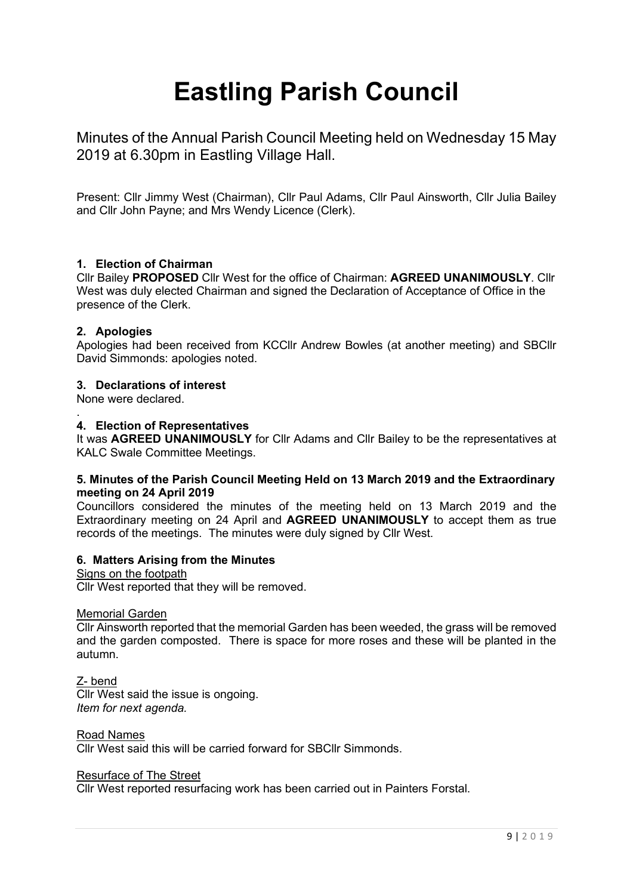# Eastling Parish Council

Minutes of the Annual Parish Council Meeting held on Wednesday 15 May 2019 at 6.30pm in Eastling Village Hall.

Present: Cllr Jimmy West (Chairman), Cllr Paul Adams, Cllr Paul Ainsworth, Cllr Julia Bailey and Cllr John Payne; and Mrs Wendy Licence (Clerk).

### 1. Election of Chairman

Cllr Bailey **PROPOSED** Cllr West for the office of Chairman: **AGREED UNANIMOUSLY**. Cllr West was duly elected Chairman and signed the Declaration of Acceptance of Office in the presence of the Clerk.

### 2. Apologies

Apologies had been received from KCCllr Andrew Bowles (at another meeting) and SBCllr David Simmonds: apologies noted.

### 3. Declarations of interest

None were declared.

.

### 4. Election of Representatives

It was **AGREED UNANIMOUSLY** for Cllr Adams and Cllr Bailey to be the representatives at KALC Swale Committee Meetings.

### 5. Minutes of the Parish Council Meeting Held on 13 March 2019 and the Extraordinary meeting on 24 April 2019

Councillors considered the minutes of the meeting held on 13 March 2019 and the Extraordinary meeting on 24 April and **AGREED UNANIMOUSLY** to accept them as true records of the meetings. The minutes were duly signed by Cllr West.

### 6. Matters Arising from the Minutes

<u>Signs on the footpath</u>
Cllr West reported that they will be removed.

<u>Memorial Garden</u>
Cllr Ainsworth reported that the memorial Garden has been weeded, the grass will be removed and the garden composted. There is space for more roses and these will be planted in the autumn.

<u>Z- bend</u>
Cllr West said the issue is ongoing.
*Item for next agenda.*

<u>Road Names</u>
Cllr West said this will be carried forward for SBCllr Simmonds.

<u>Resurface of The Street</u>
Cllr West reported resurfacing work has been carried out in Painters Forstal.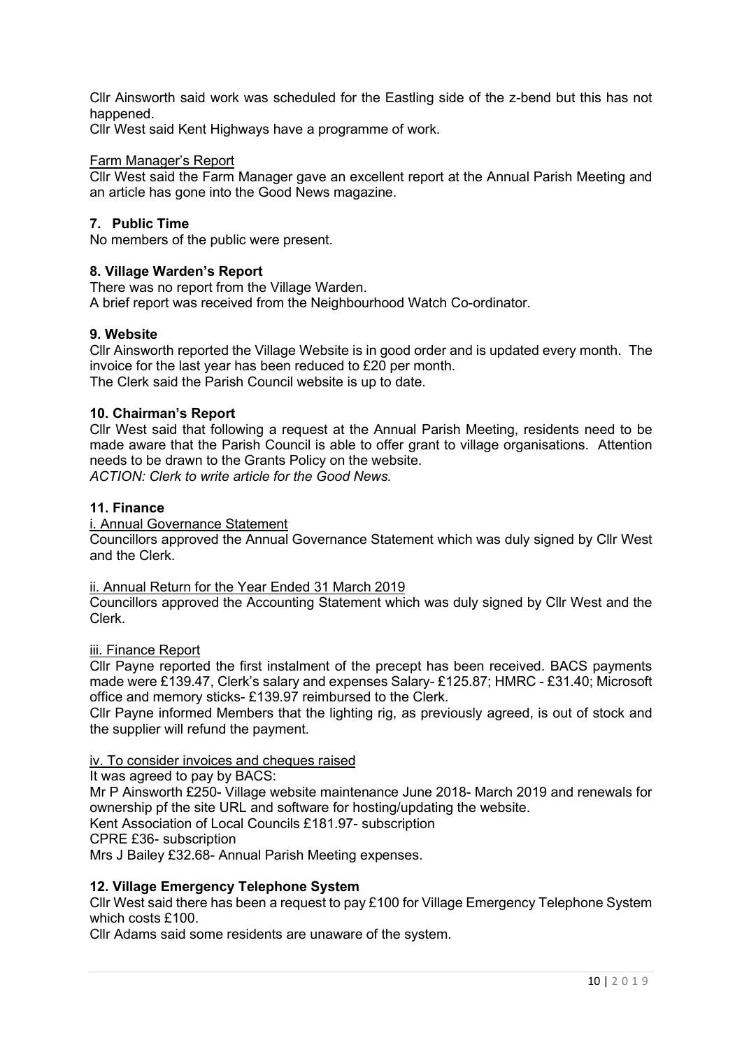Cllr Ainsworth said work was scheduled for the Eastling side of the z-bend but this has not happened.

Cllr West said Kent Highways have a programme of work.

Farm Manager's Report

Cllr West said the Farm Manager gave an excellent report at the Annual Parish Meeting and an article has gone into the Good News magazine.

### 7. Public Time

No members of the public were present.

### 8. Village Warden's Report

There was no report from the Village Warden.

A brief report was received from the Neighbourhood Watch Co-ordinator.

### 9. Website

Cllr Ainsworth reported the Village Website is in good order and is updated every month. The invoice for the last year has been reduced to £20 per month.

The Clerk said the Parish Council website is up to date.

### 10. Chairman's Report

Cllr West said that following a request at the Annual Parish Meeting, residents need to be made aware that the Parish Council is able to offer grant to village organisations. Attention needs to be drawn to the Grants Policy on the website.

*ACTION: Clerk to write article for the Good News.*

### 11. Finance

i. Annual Governance Statement

Councillors approved the Annual Governance Statement which was duly signed by Cllr West and the Clerk.

ii. Annual Return for the Year Ended 31 March 2019

Councillors approved the Accounting Statement which was duly signed by Cllr West and the Clerk.

iii. Finance Report

Cllr Payne reported the first instalment of the precept has been received. BACS payments made were £139.47, Clerk's salary and expenses Salary- £125.87; HMRC - £31.40; Microsoft office and memory sticks- £139.97 reimbursed to the Clerk.

Cllr Payne informed Members that the lighting rig, as previously agreed, is out of stock and the supplier will refund the payment.

iv. To consider invoices and cheques raised

It was agreed to pay by BACS:

Mr P Ainsworth £250- Village website maintenance June 2018- March 2019 and renewals for ownership pf the site URL and software for hosting/updating the website.

Kent Association of Local Councils £181.97- subscription

CPRE £36- subscription

Mrs J Bailey £32.68- Annual Parish Meeting expenses.

### 12. Village Emergency Telephone System

Cllr West said there has been a request to pay £100 for Village Emergency Telephone System which costs £100.

Cllr Adams said some residents are unaware of the system.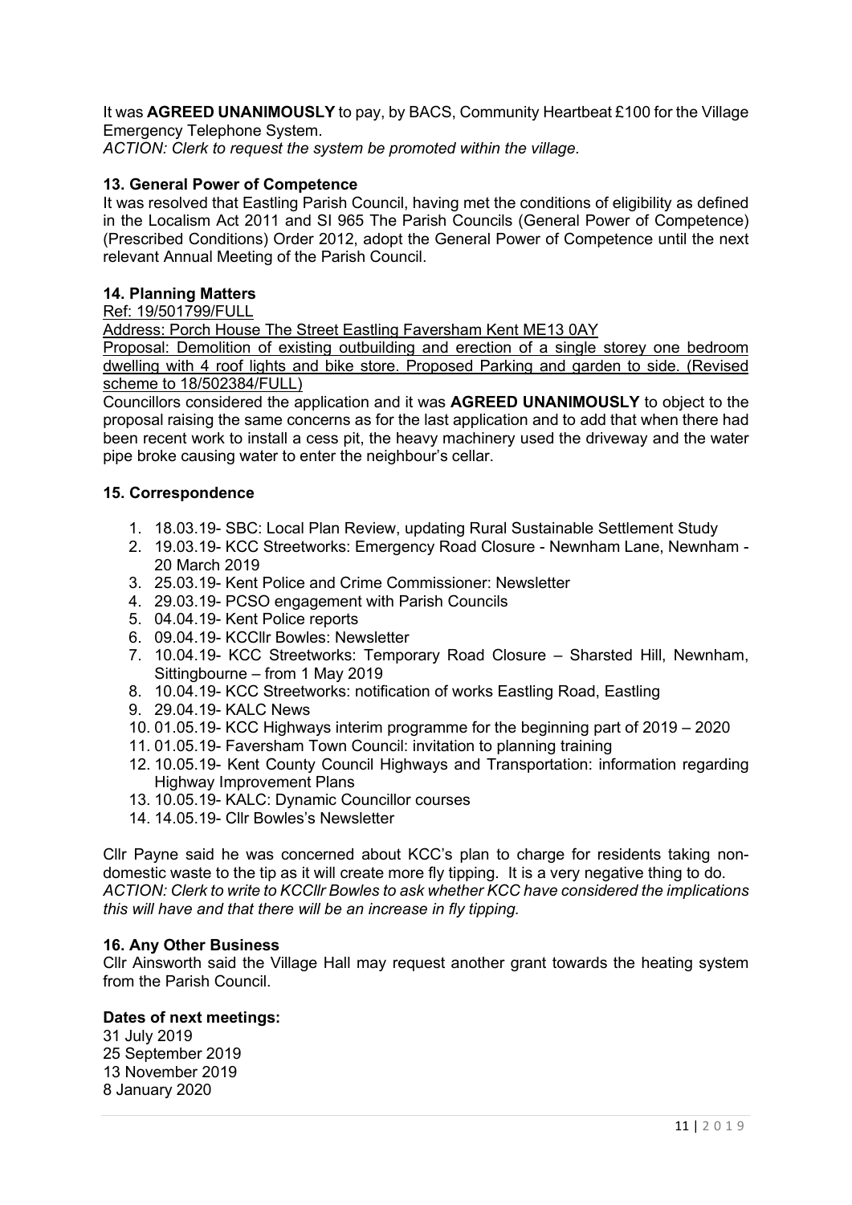It was **AGREED UNANIMOUSLY** to pay, by BACS, Community Heartbeat £100 for the Village Emergency Telephone System.

*ACTION: Clerk to request the system be promoted within the village.*

### 13. General Power of Competence

It was resolved that Eastling Parish Council, having met the conditions of eligibility as defined in the Localism Act 2011 and SI 965 The Parish Councils (General Power of Competence) (Prescribed Conditions) Order 2012, adopt the General Power of Competence until the next relevant Annual Meeting of the Parish Council.

### 14. Planning Matters

Ref: 19/501799/FULL

Address: Porch House The Street Eastling Faversham Kent ME13 0AY

Proposal: Demolition of existing outbuilding and erection of a single storey one bedroom dwelling with 4 roof lights and bike store. Proposed Parking and garden to side. (Revised scheme to 18/502384/FULL)

Councillors considered the application and it was **AGREED UNANIMOUSLY** to object to the proposal raising the same concerns as for the last application and to add that when there had been recent work to install a cess pit, the heavy machinery used the driveway and the water pipe broke causing water to enter the neighbour's cellar.

### 15. Correspondence

1. 18.03.19- SBC: Local Plan Review, updating Rural Sustainable Settlement Study
2. 19.03.19- KCC Streetworks: Emergency Road Closure - Newnham Lane, Newnham - 20 March 2019
3. 25.03.19- Kent Police and Crime Commissioner: Newsletter
4. 29.03.19- PCSO engagement with Parish Councils
5. 04.04.19- Kent Police reports
6. 09.04.19- KCCllr Bowles: Newsletter
7. 10.04.19- KCC Streetworks: Temporary Road Closure – Sharsted Hill, Newnham, Sittingbourne – from 1 May 2019
8. 10.04.19- KCC Streetworks: notification of works Eastling Road, Eastling
9. 29.04.19- KALC News
10. 01.05.19- KCC Highways interim programme for the beginning part of 2019 – 2020
11. 01.05.19- Faversham Town Council: invitation to planning training
12. 10.05.19- Kent County Council Highways and Transportation: information regarding Highway Improvement Plans
13. 10.05.19- KALC: Dynamic Councillor courses
14. 14.05.19- Cllr Bowles's Newsletter

Cllr Payne said he was concerned about KCC's plan to charge for residents taking non-domestic waste to the tip as it will create more fly tipping. It is a very negative thing to do.

*ACTION: Clerk to write to KCCllr Bowles to ask whether KCC have considered the implications this will have and that there will be an increase in fly tipping.*

### 16. Any Other Business

Cllr Ainsworth said the Village Hall may request another grant towards the heating system from the Parish Council.

**Dates of next meetings:**

31 July 2019
25 September 2019
13 November 2019
8 January 2020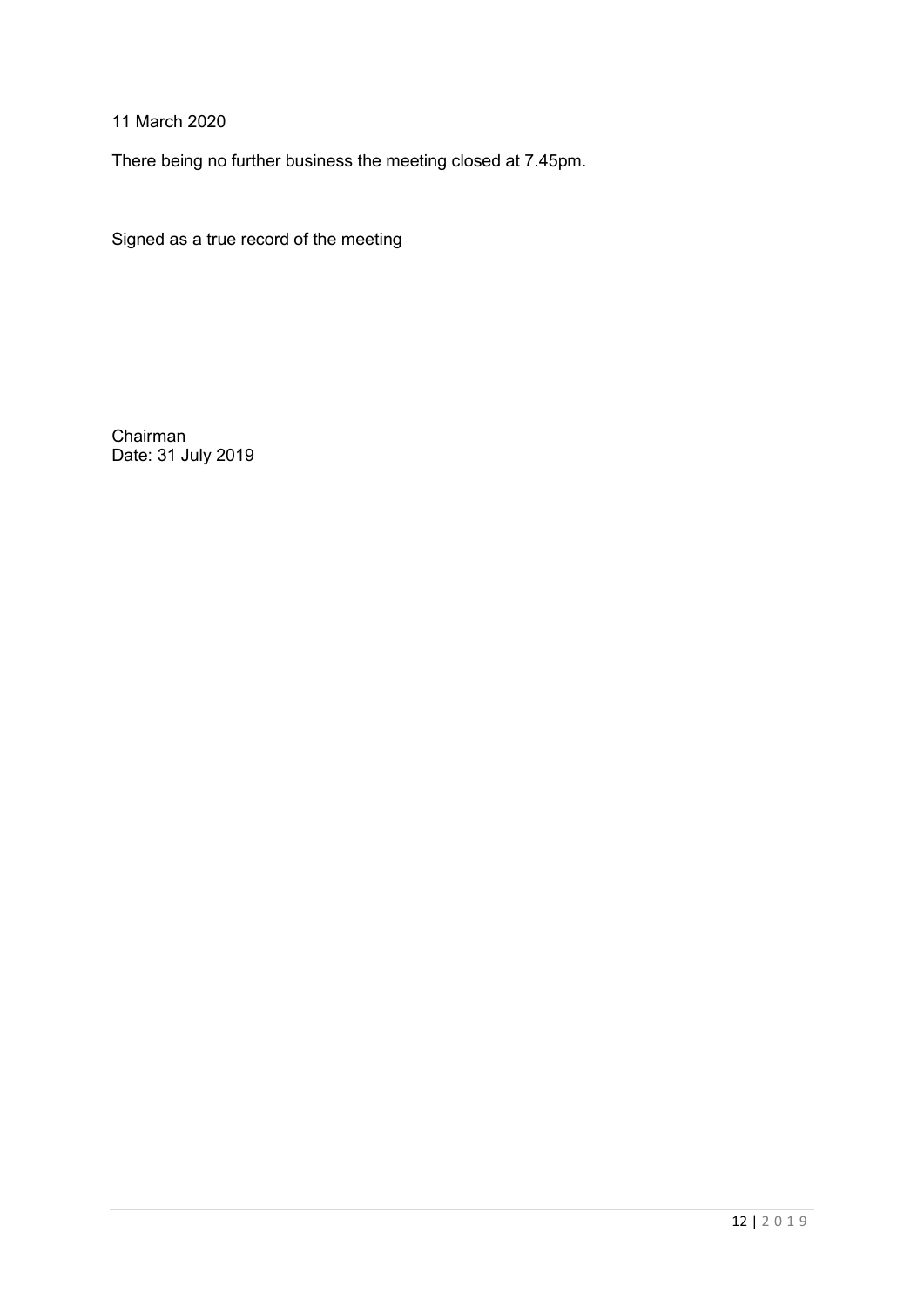11 March 2020

There being no further business the meeting closed at 7.45pm.

Signed as a true record of the meeting

Chairman  
Date: 31 July 2019